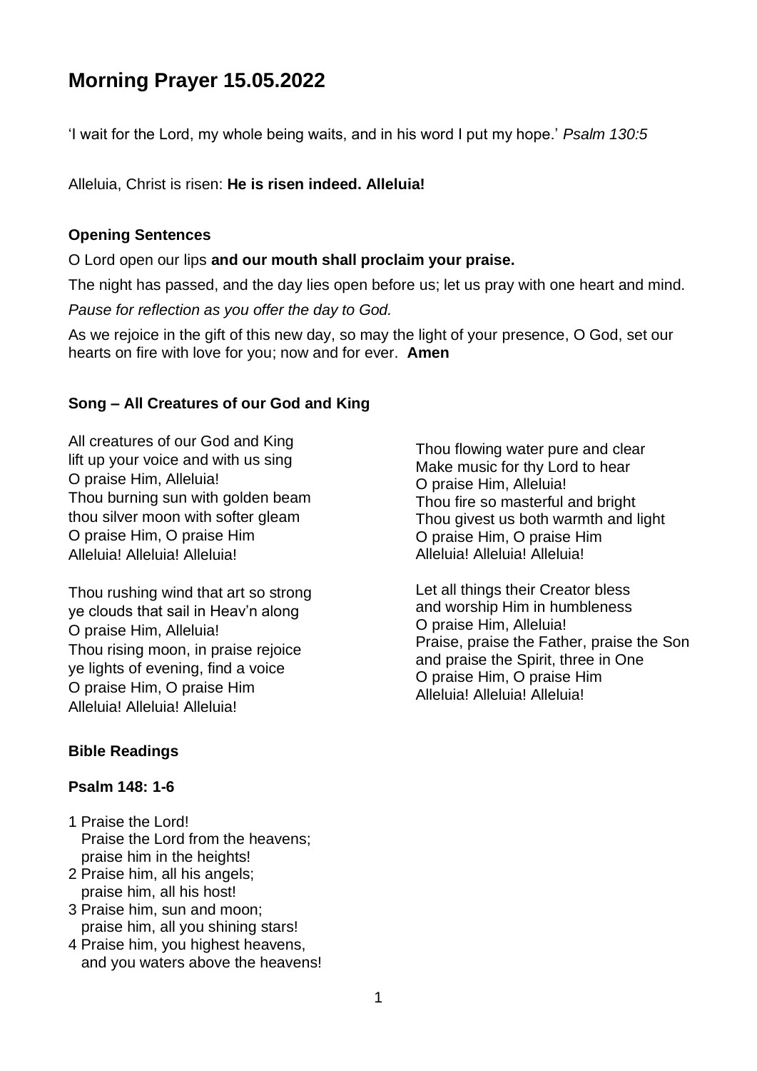# Morning Prayer 15.05.2022

'I wait for the Lord, my whole being waits, and in his word I put my hope.' *Psalm 130:5*

Alleluia, Christ is risen: **He is risen indeed. Alleluia!**

### Opening Sentences

O Lord open our lips **and our mouth shall proclaim your praise.**

The night has passed, and the day lies open before us; let us pray with one heart and mind.

*Pause for reflection as you offer the day to God.*

As we rejoice in the gift of this new day, so may the light of your presence, O God, set our hearts on fire with love for you; now and for ever. **Amen**

### Song – All Creatures of our God and King

All creatures of our God and King
lift up your voice and with us sing
O praise Him, Alleluia!
Thou burning sun with golden beam
thou silver moon with softer gleam
O praise Him, O praise Him
Alleluia! Alleluia! Alleluia!

Thou rushing wind that art so strong
ye clouds that sail in Heav'n along
O praise Him, Alleluia!
Thou rising moon, in praise rejoice
ye lights of evening, find a voice
O praise Him, O praise Him
Alleluia! Alleluia! Alleluia!

Thou flowing water pure and clear
Make music for thy Lord to hear
O praise Him, Alleluia!
Thou fire so masterful and bright
Thou givest us both warmth and light
O praise Him, O praise Him
Alleluia! Alleluia! Alleluia!

Let all things their Creator bless
and worship Him in humbleness
O praise Him, Alleluia!
Praise, praise the Father, praise the Son
and praise the Spirit, three in One
O praise Him, O praise Him
Alleluia! Alleluia! Alleluia!

### Bible Readings

### Psalm 148: 1-6

1 Praise the Lord!
Praise the Lord from the heavens;
praise him in the heights!
2 Praise him, all his angels;
praise him, all his host!
3 Praise him, sun and moon;
praise him, all you shining stars!
4 Praise him, you highest heavens,
and you waters above the heavens!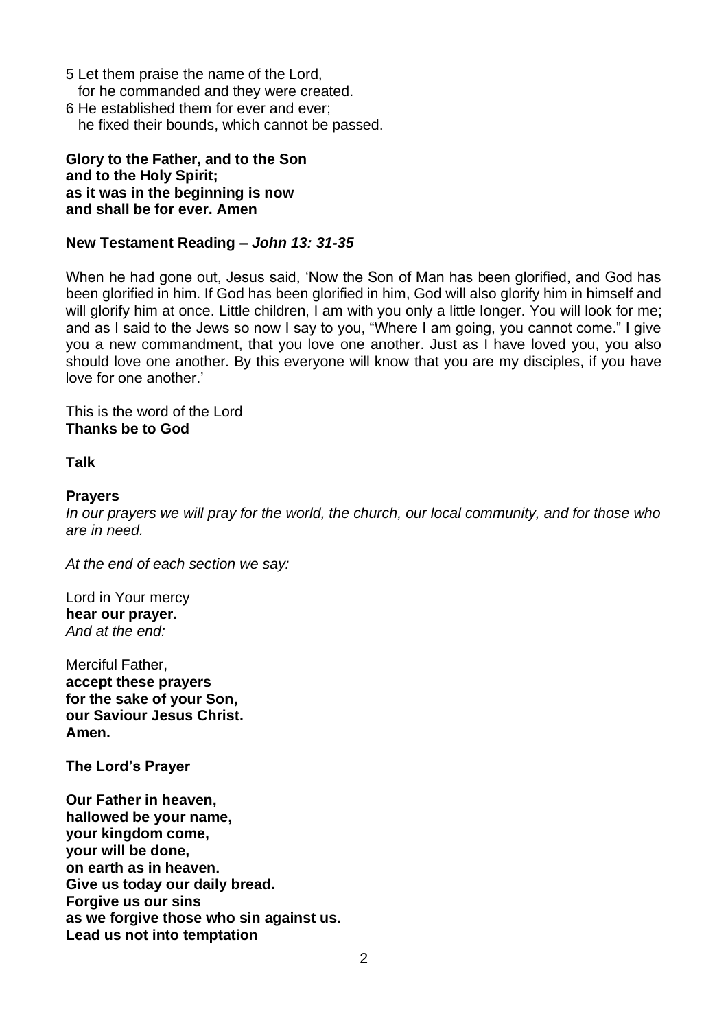5 Let them praise the name of the Lord,
  for he commanded and they were created.
6 He established them for ever and ever;
  he fixed their bounds, which cannot be passed.

**Glory to the Father, and to the Son**
**and to the Holy Spirit;**
**as it was in the beginning is now**
**and shall be for ever. Amen**

**New Testament Reading –** ***John 13: 31-35***

When he had gone out, Jesus said, 'Now the Son of Man has been glorified, and God has been glorified in him. If God has been glorified in him, God will also glorify him in himself and will glorify him at once. Little children, I am with you only a little longer. You will look for me; and as I said to the Jews so now I say to you, "Where I am going, you cannot come." I give you a new commandment, that you love one another. Just as I have loved you, you also should love one another. By this everyone will know that you are my disciples, if you have love for one another.'

This is the word of the Lord
**Thanks be to God**

**Talk**

**Prayers**
*In our prayers we will pray for the world, the church, our local community, and for those who are in need.*

*At the end of each section we say:*

Lord in Your mercy
**hear our prayer.**
*And at the end:*

Merciful Father,
**accept these prayers**
**for the sake of your Son,**
**our Saviour Jesus Christ.**
**Amen.**

**The Lord's Prayer**

**Our Father in heaven,**
**hallowed be your name,**
**your kingdom come,**
**your will be done,**
**on earth as in heaven.**
**Give us today our daily bread.**
**Forgive us our sins**
**as we forgive those who sin against us.**
**Lead us not into temptation**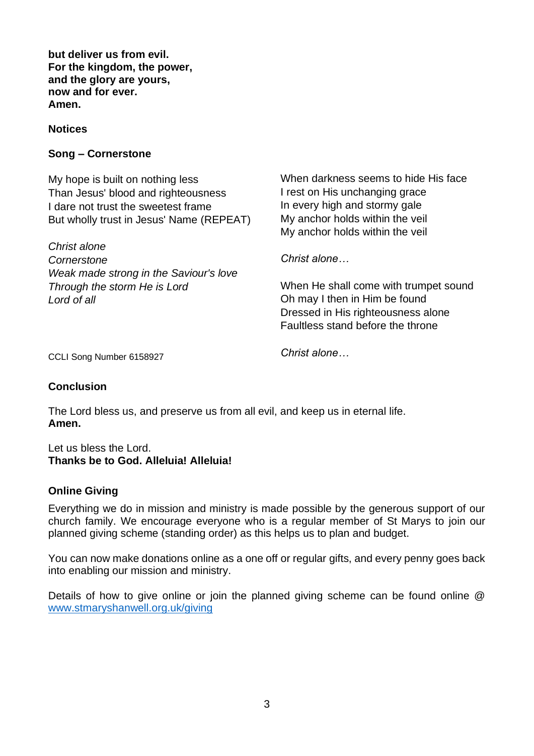**but deliver us from evil.**
**For the kingdom, the power,**
**and the glory are yours,**
**now and for ever.**
**Amen.**

**Notices**

**Song – Cornerstone**

My hope is built on nothing less
Than Jesus' blood and righteousness
I dare not trust the sweetest frame
But wholly trust in Jesus' Name (REPEAT)

*Christ alone*
*Cornerstone*
*Weak made strong in the Saviour's love*
*Through the storm He is Lord*
*Lord of all*

When darkness seems to hide His face
I rest on His unchanging grace
In every high and stormy gale
My anchor holds within the veil
My anchor holds within the veil

*Christ alone…*

When He shall come with trumpet sound
Oh may I then in Him be found
Dressed in His righteousness alone
Faultless stand before the throne

*Christ alone…*

CCLI Song Number 6158927

**Conclusion**

The Lord bless us, and preserve us from all evil, and keep us in eternal life.
**Amen.**

Let us bless the Lord.
**Thanks be to God. Alleluia! Alleluia!**

**Online Giving**

Everything we do in mission and ministry is made possible by the generous support of our church family. We encourage everyone who is a regular member of St Marys to join our planned giving scheme (standing order) as this helps us to plan and budget.

You can now make donations online as a one off or regular gifts, and every penny goes back into enabling our mission and ministry.

Details of how to give online or join the planned giving scheme can be found online @ [www.stmaryshanwell.org.uk/giving](http://www.stmaryshanwell.org.uk/giving)